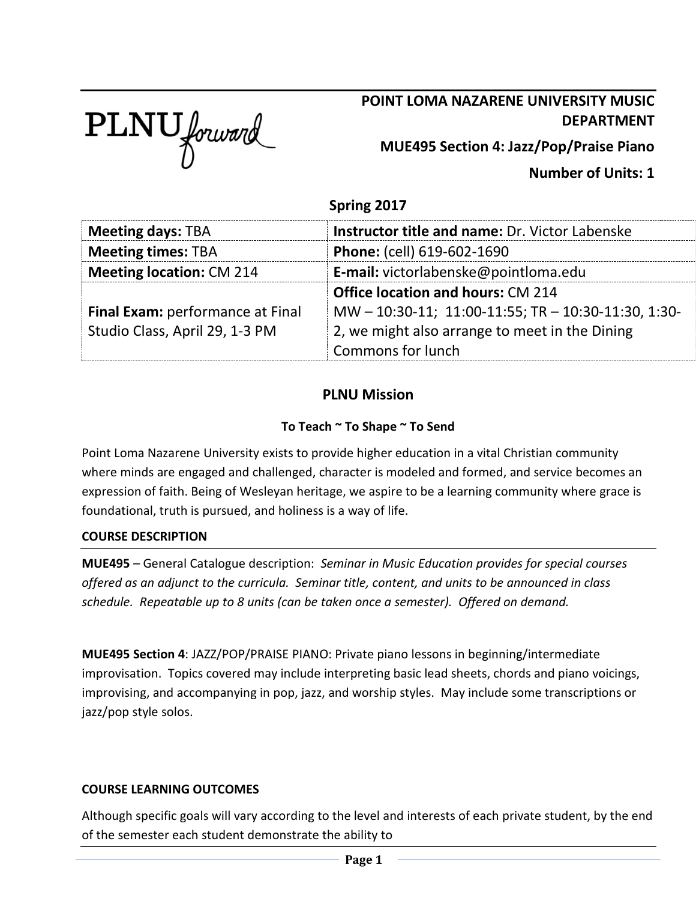PLNU forward

# POINT LOMA NAZARENE UNIVERSITY MUSIC DEPARTMENT

## MUE495 Section 4: Jazz/Pop/Praise Piano

**Number of Units: 1**

**Spring 2017**

| | |
|---|---|
| **Meeting days:** TBA | **Instructor title and name:** Dr. Victor Labenske |
| **Meeting times:** TBA | **Phone:** (cell) 619-602-1690 |
| **Meeting location:** CM 214 | **E-mail:** victorlabenske@pointloma.edu |
| **Final Exam:** performance at Final Studio Class, April 29, 1-3 PM | **Office location and hours:** CM 214 MW – 10:30-11; 11:00-11:55; TR – 10:30-11:30, 1:30-2, we might also arrange to meet in the Dining Commons for lunch |

## PLNU Mission

**To Teach ~ To Shape ~ To Send**

Point Loma Nazarene University exists to provide higher education in a vital Christian community where minds are engaged and challenged, character is modeled and formed, and service becomes an expression of faith. Being of Wesleyan heritage, we aspire to be a learning community where grace is foundational, truth is pursued, and holiness is a way of life.

### COURSE DESCRIPTION

**MUE495** – General Catalogue description: *Seminar in Music Education provides for special courses offered as an adjunct to the curricula. Seminar title, content, and units to be announced in class schedule. Repeatable up to 8 units (can be taken once a semester). Offered on demand.*

**MUE495 Section 4**: JAZZ/POP/PRAISE PIANO: Private piano lessons in beginning/intermediate improvisation. Topics covered may include interpreting basic lead sheets, chords and piano voicings, improvising, and accompanying in pop, jazz, and worship styles. May include some transcriptions or jazz/pop style solos.

### COURSE LEARNING OUTCOMES

Although specific goals will vary according to the level and interests of each private student, by the end of the semester each student demonstrate the ability to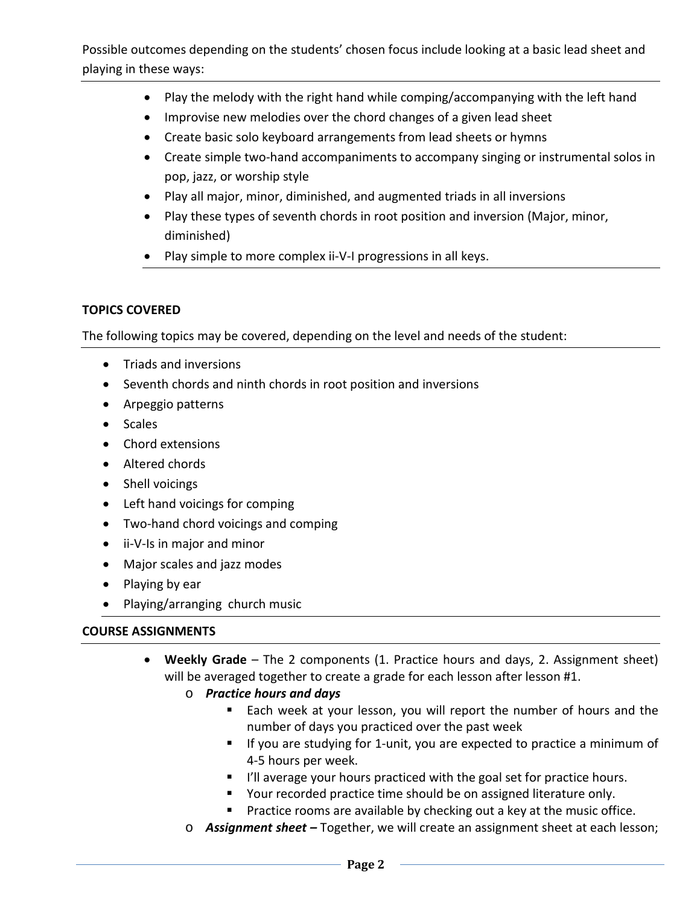Possible outcomes depending on the students' chosen focus include looking at a basic lead sheet and playing in these ways:

- Play the melody with the right hand while comping/accompanying with the left hand
- Improvise new melodies over the chord changes of a given lead sheet
- Create basic solo keyboard arrangements from lead sheets or hymns
- Create simple two-hand accompaniments to accompany singing or instrumental solos in pop, jazz, or worship style
- Play all major, minor, diminished, and augmented triads in all inversions
- Play these types of seventh chords in root position and inversion (Major, minor, diminished)
- Play simple to more complex ii-V-I progressions in all keys.

**TOPICS COVERED**

The following topics may be covered, depending on the level and needs of the student:

- Triads and inversions
- Seventh chords and ninth chords in root position and inversions
- Arpeggio patterns
- Scales
- Chord extensions
- Altered chords
- Shell voicings
- Left hand voicings for comping
- Two-hand chord voicings and comping
- ii-V-Is in major and minor
- Major scales and jazz modes
- Playing by ear
- Playing/arranging church music

**COURSE ASSIGNMENTS**

- **Weekly Grade** – The 2 components (1. Practice hours and days, 2. Assignment sheet) will be averaged together to create a grade for each lesson after lesson #1.
  - ***Practice hours and days***
    - Each week at your lesson, you will report the number of hours and the number of days you practiced over the past week
    - If you are studying for 1-unit, you are expected to practice a minimum of 4-5 hours per week.
    - I'll average your hours practiced with the goal set for practice hours.
    - Your recorded practice time should be on assigned literature only.
    - Practice rooms are available by checking out a key at the music office.
  - ***Assignment sheet –*** Together, we will create an assignment sheet at each lesson;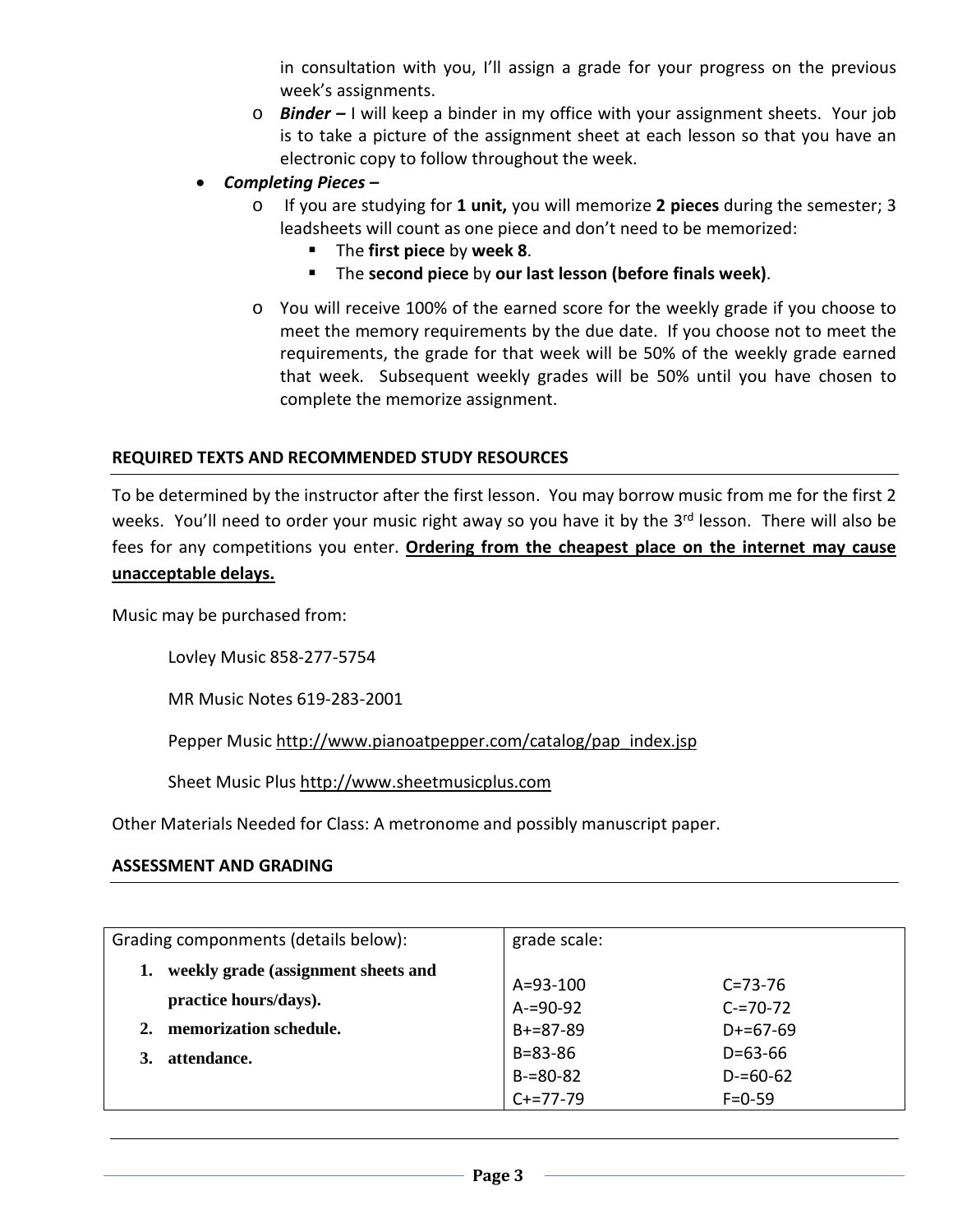in consultation with you, I'll assign a grade for your progress on the previous week's assignments.

- ***Binder –*** I will keep a binder in my office with your assignment sheets. Your job is to take a picture of the assignment sheet at each lesson so that you have an electronic copy to follow throughout the week.

- ***Completing Pieces –***
  - If you are studying for **1 unit,** you will memorize **2 pieces** during the semester; 3 leadsheets will count as one piece and don't need to be memorized:
    - The **first piece** by **week 8**.
    - The **second piece** by **our last lesson (before finals week)**.
  - You will receive 100% of the earned score for the weekly grade if you choose to meet the memory requirements by the due date. If you choose not to meet the requirements, the grade for that week will be 50% of the weekly grade earned that week. Subsequent weekly grades will be 50% until you have chosen to complete the memorize assignment.

## REQUIRED TEXTS AND RECOMMENDED STUDY RESOURCES

To be determined by the instructor after the first lesson. You may borrow music from me for the first 2 weeks. You'll need to order your music right away so you have it by the 3rd lesson. There will also be fees for any competitions you enter. **Ordering from the cheapest place on the internet may cause unacceptable delays.**

Music may be purchased from:

Lovley Music 858-277-5754

MR Music Notes 619-283-2001

Pepper Music http://www.pianoatpepper.com/catalog/pap_index.jsp

Sheet Music Plus http://www.sheetmusicplus.com

Other Materials Needed for Class: A metronome and possibly manuscript paper.

## ASSESSMENT AND GRADING

| Grading componments (details below): | grade scale: | |
|---|---|---|
| 1. **weekly grade (assignment sheets and practice hours/days).** | A=93-100 | C=73-76 |
| 2. **memorization schedule.** | A-=90-92 | C-=70-72 |
| 3. **attendance.** | B+=87-89 | D+=67-69 |
| | B=83-86 | D=63-66 |
| | B-=80-82 | D-=60-62 |
| | C+=77-79 | F=0-59 |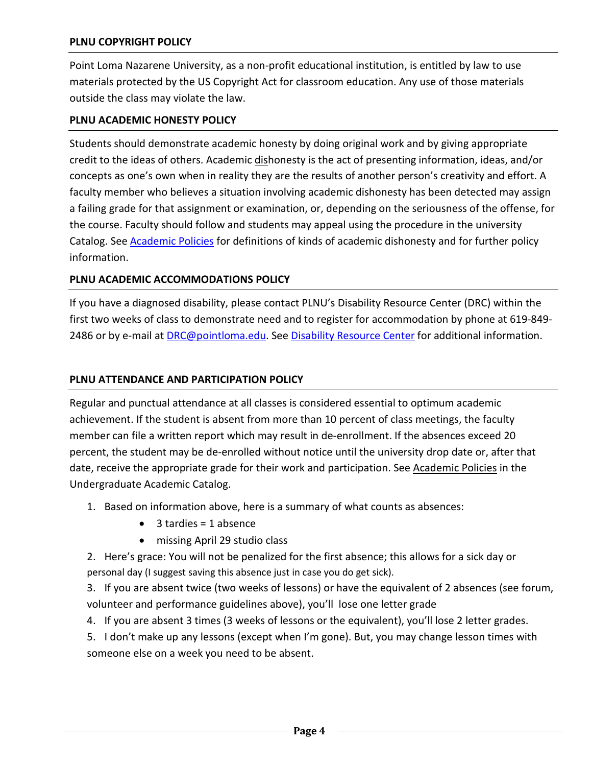**PLNU COPYRIGHT POLICY**

Point Loma Nazarene University, as a non-profit educational institution, is entitled by law to use materials protected by the US Copyright Act for classroom education. Any use of those materials outside the class may violate the law.

**PLNU ACADEMIC HONESTY POLICY**

Students should demonstrate academic honesty by doing original work and by giving appropriate credit to the ideas of others. Academic dishonesty is the act of presenting information, ideas, and/or concepts as one's own when in reality they are the results of another person's creativity and effort. A faculty member who believes a situation involving academic dishonesty has been detected may assign a failing grade for that assignment or examination, or, depending on the seriousness of the offense, for the course. Faculty should follow and students may appeal using the procedure in the university Catalog. See Academic Policies for definitions of kinds of academic dishonesty and for further policy information.

**PLNU ACADEMIC ACCOMMODATIONS POLICY**

If you have a diagnosed disability, please contact PLNU's Disability Resource Center (DRC) within the first two weeks of class to demonstrate need and to register for accommodation by phone at 619-849-2486 or by e-mail at DRC@pointloma.edu. See Disability Resource Center for additional information.

**PLNU ATTENDANCE AND PARTICIPATION POLICY**

Regular and punctual attendance at all classes is considered essential to optimum academic achievement. If the student is absent from more than 10 percent of class meetings, the faculty member can file a written report which may result in de-enrollment. If the absences exceed 20 percent, the student may be de-enrolled without notice until the university drop date or, after that date, receive the appropriate grade for their work and participation. See Academic Policies in the Undergraduate Academic Catalog.

1. Based on information above, here is a summary of what counts as absences:
   - 3 tardies = 1 absence
   - missing April 29 studio class
2. Here's grace: You will not be penalized for the first absence; this allows for a sick day or personal day (I suggest saving this absence just in case you do get sick).
3. If you are absent twice (two weeks of lessons) or have the equivalent of 2 absences (see forum, volunteer and performance guidelines above), you'll lose one letter grade
4. If you are absent 3 times (3 weeks of lessons or the equivalent), you'll lose 2 letter grades.
5. I don't make up any lessons (except when I'm gone). But, you may change lesson times with someone else on a week you need to be absent.